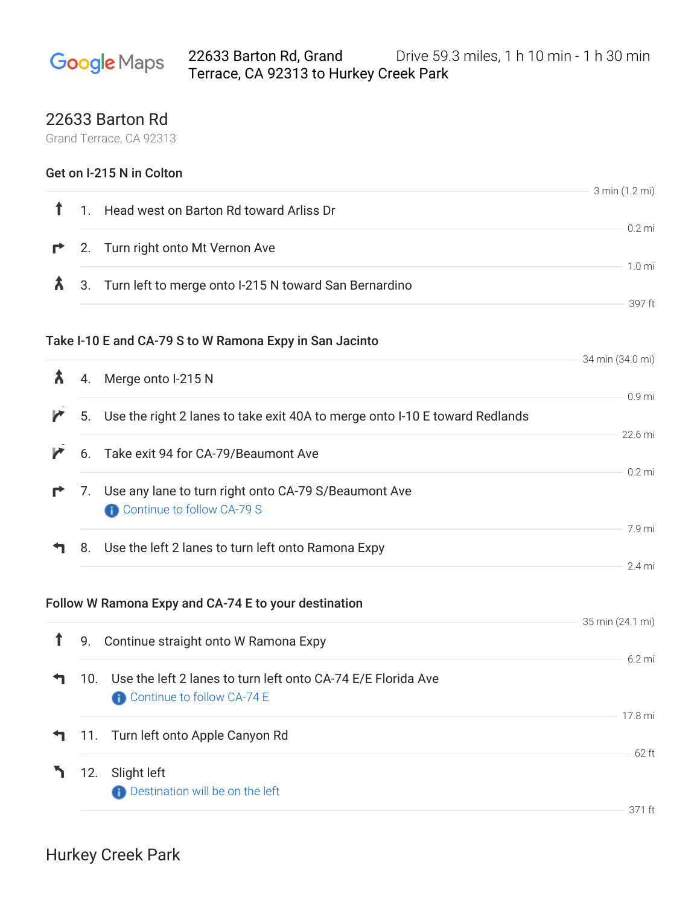Google Maps

22633 Barton Rd, Grand Terrace, CA 92313 to Hurkey Creek Park

Drive 59.3 miles, 1 h 10 min - 1 h 30 min

# 22633 Barton Rd

Grand Terrace, CA 92313

### Get on I-215 N in Colton

3 min (1.2 mi)

1. Head west on Barton Rd toward Arliss Dr

   0.2 mi

2. Turn right onto Mt Vernon Ave

   1.0 mi

3. Turn left to merge onto I-215 N toward San Bernardino

   397 ft

### Take I-10 E and CA-79 S to W Ramona Expy in San Jacinto

34 min (34.0 mi)

4. Merge onto I-215 N

   0.9 mi

5. Use the right 2 lanes to take exit 40A to merge onto I-10 E toward Redlands

   22.6 mi

6. Take exit 94 for CA-79/Beaumont Ave

   0.2 mi

7. Use any lane to turn right onto CA-79 S/Beaumont Ave

   Continue to follow CA-79 S

   7.9 mi

8. Use the left 2 lanes to turn left onto Ramona Expy

   2.4 mi

### Follow W Ramona Expy and CA-74 E to your destination

35 min (24.1 mi)

9. Continue straight onto W Ramona Expy

   6.2 mi

10. Use the left 2 lanes to turn left onto CA-74 E/E Florida Ave

    Continue to follow CA-74 E

    17.8 mi

11. Turn left onto Apple Canyon Rd

    62 ft

12. Slight left

    Destination will be on the left

    371 ft

# Hurkey Creek Park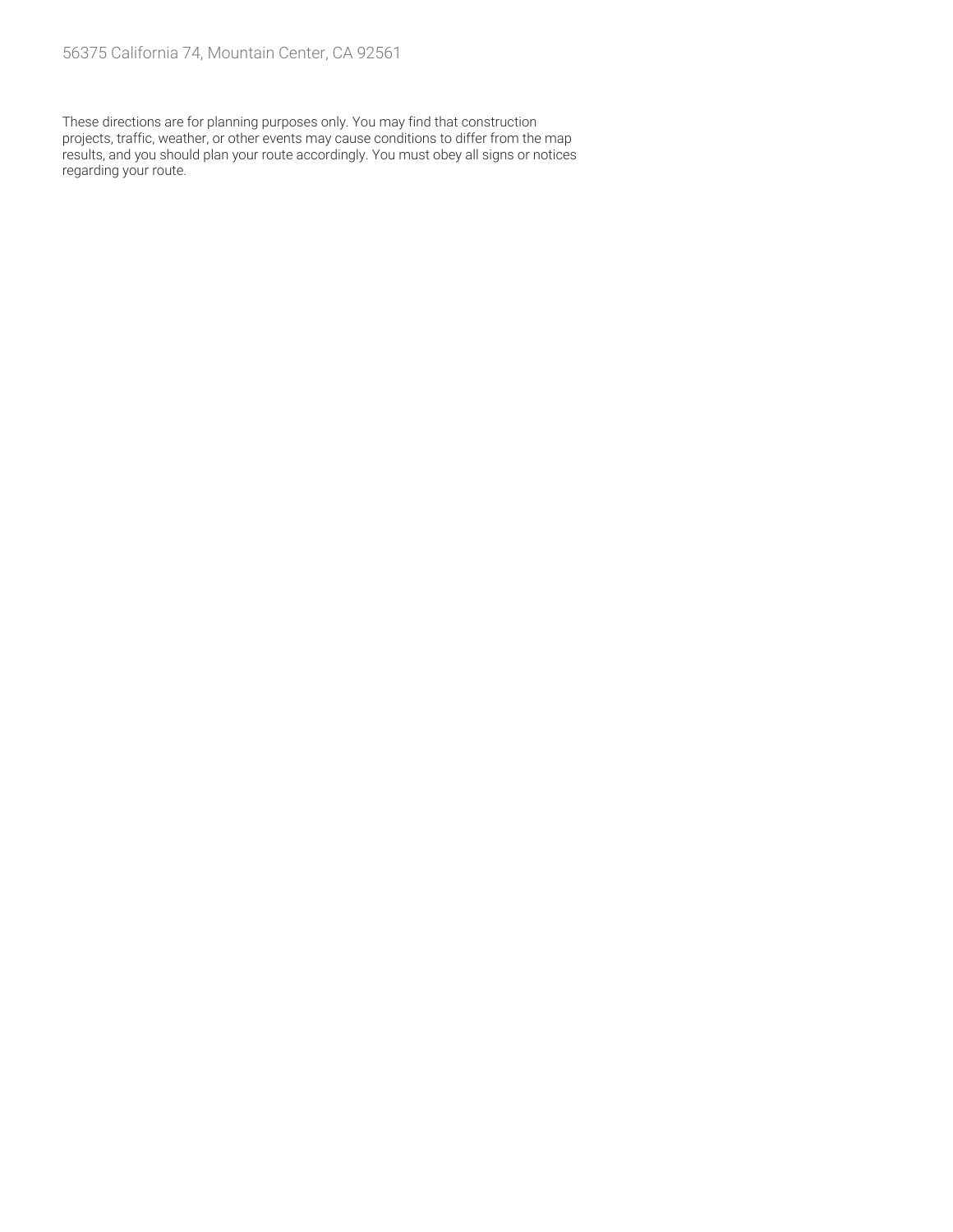56375 California 74, Mountain Center, CA 92561

These directions are for planning purposes only. You may find that construction projects, traffic, weather, or other events may cause conditions to differ from the map results, and you should plan your route accordingly. You must obey all signs or notices regarding your route.